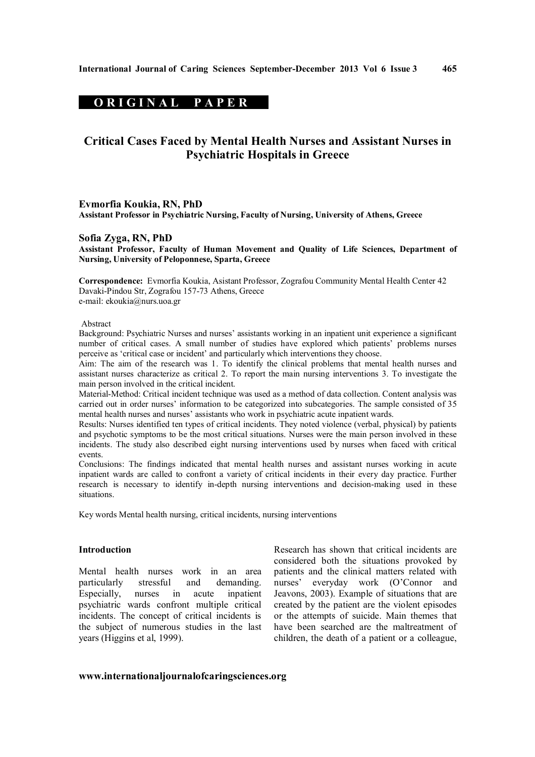**ORIGINAL PAPER**

# Critical Cases Faced by Mental Health Nurses and Assistant Nurses in Psychiatric Hospitals in Greece

**Evmorfia Koukia, RN, PhD**
**Assistant Professor in Psychiatric Nursing, Faculty of Nursing, University of Athens, Greece**

**Sofia Zyga, RN, PhD**
**Assistant Professor, Faculty of Human Movement and Quality of Life Sciences, Department of Nursing, University of Peloponnese, Sparta, Greece**

**Correspondence:** Evmorfia Koukia, Asistant Professor, Zografou Community Mental Health Center 42 Davaki-Pindou Str, Zografou 157-73 Athens, Greece
e-mail: ekoukia@nurs.uoa.gr

Abstract

Background: Psychiatric Nurses and nurses' assistants working in an inpatient unit experience a significant number of critical cases. A small number of studies have explored which patients' problems nurses perceive as 'critical case or incident' and particularly which interventions they choose.

Aim: The aim of the research was 1. To identify the clinical problems that mental health nurses and assistant nurses characterize as critical 2. To report the main nursing interventions 3. To investigate the main person involved in the critical incident.

Material-Method: Critical incident technique was used as a method of data collection. Content analysis was carried out in order nurses' information to be categorized into subcategories. The sample consisted of 35 mental health nurses and nurses' assistants who work in psychiatric acute inpatient wards.

Results: Nurses identified ten types of critical incidents. They noted violence (verbal, physical) by patients and psychotic symptoms to be the most critical situations. Nurses were the main person involved in these incidents. The study also described eight nursing interventions used by nurses when faced with critical events.

Conclusions: The findings indicated that mental health nurses and assistant nurses working in acute inpatient wards are called to confront a variety of critical incidents in their every day practice. Further research is necessary to identify in-depth nursing interventions and decision-making used in these situations.

Key words Mental health nursing, critical incidents, nursing interventions

## Introduction

Mental health nurses work in an area particularly stressful and demanding. Especially, nurses in acute inpatient psychiatric wards confront multiple critical incidents. The concept of critical incidents is the subject of numerous studies in the last years (Higgins et al, 1999).

Research has shown that critical incidents are considered both the situations provoked by patients and the clinical matters related with nurses' everyday work (O'Connor and Jeavons, 2003). Example of situations that are created by the patient are the violent episodes or the attempts of suicide. Main themes that have been searched are the maltreatment of children, the death of a patient or a colleague,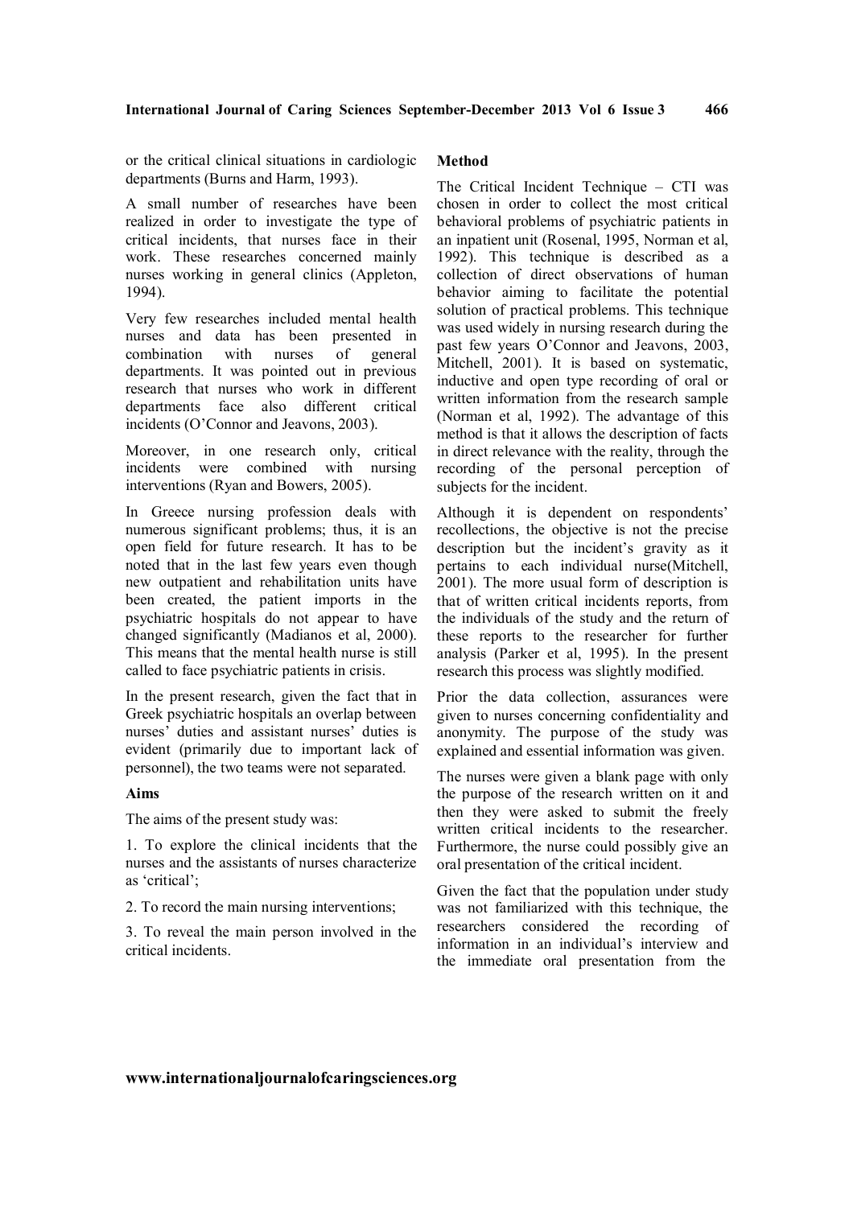or the critical clinical situations in cardiologic departments (Burns and Harm, 1993).

A small number of researches have been realized in order to investigate the type of critical incidents, that nurses face in their work. These researches concerned mainly nurses working in general clinics (Appleton, 1994).

Very few researches included mental health nurses and data has been presented in combination with nurses of general departments. It was pointed out in previous research that nurses who work in different departments face also different critical incidents (O'Connor and Jeavons, 2003).

Moreover, in one research only, critical incidents were combined with nursing interventions (Ryan and Bowers, 2005).

In Greece nursing profession deals with numerous significant problems; thus, it is an open field for future research. It has to be noted that in the last few years even though new outpatient and rehabilitation units have been created, the patient imports in the psychiatric hospitals do not appear to have changed significantly (Madianos et al, 2000). This means that the mental health nurse is still called to face psychiatric patients in crisis.

In the present research, given the fact that in Greek psychiatric hospitals an overlap between nurses' duties and assistant nurses' duties is evident (primarily due to important lack of personnel), the two teams were not separated.

### Aims

The aims of the present study was:

1. To explore the clinical incidents that the nurses and the assistants of nurses characterize as 'critical';

2. To record the main nursing interventions;

3. To reveal the main person involved in the critical incidents.

### Method

The Critical Incident Technique – CTI was chosen in order to collect the most critical behavioral problems of psychiatric patients in an inpatient unit (Rosenal, 1995, Norman et al, 1992). This technique is described as a collection of direct observations of human behavior aiming to facilitate the potential solution of practical problems. This technique was used widely in nursing research during the past few years O'Connor and Jeavons, 2003, Mitchell, 2001). It is based on systematic, inductive and open type recording of oral or written information from the research sample (Norman et al, 1992). The advantage of this method is that it allows the description of facts in direct relevance with the reality, through the recording of the personal perception of subjects for the incident.

Although it is dependent on respondents' recollections, the objective is not the precise description but the incident's gravity as it pertains to each individual nurse(Mitchell, 2001). The more usual form of description is that of written critical incidents reports, from the individuals of the study and the return of these reports to the researcher for further analysis (Parker et al, 1995). In the present research this process was slightly modified.

Prior the data collection, assurances were given to nurses concerning confidentiality and anonymity. The purpose of the study was explained and essential information was given.

The nurses were given a blank page with only the purpose of the research written on it and then they were asked to submit the freely written critical incidents to the researcher. Furthermore, the nurse could possibly give an oral presentation of the critical incident.

Given the fact that the population under study was not familiarized with this technique, the researchers considered the recording of information in an individual's interview and the immediate oral presentation from the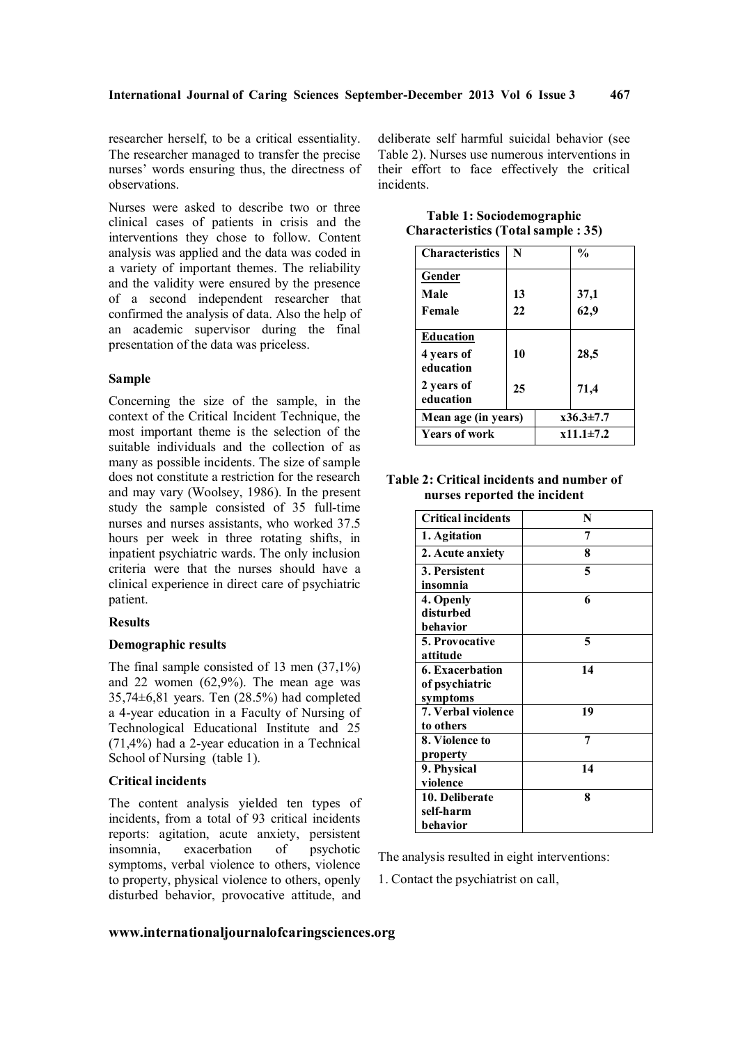researcher herself, to be a critical essentiality. The researcher managed to transfer the precise nurses' words ensuring thus, the directness of observations.

Nurses were asked to describe two or three clinical cases of patients in crisis and the interventions they chose to follow. Content analysis was applied and the data was coded in a variety of important themes. The reliability and the validity were ensured by the presence of a second independent researcher that confirmed the analysis of data. Also the help of an academic supervisor during the final presentation of the data was priceless.

### Sample

Concerning the size of the sample, in the context of the Critical Incident Technique, the most important theme is the selection of the suitable individuals and the collection of as many as possible incidents. The size of sample does not constitute a restriction for the research and may vary (Woolsey, 1986). In the present study the sample consisted of 35 full-time nurses and nurses assistants, who worked 37.5 hours per week in three rotating shifts, in inpatient psychiatric wards. The only inclusion criteria were that the nurses should have a clinical experience in direct care of psychiatric patient.

### Results

#### Demographic results

The final sample consisted of 13 men (37,1%) and 22 women (62,9%). The mean age was 35,74±6,81 years. Ten (28.5%) had completed a 4-year education in a Faculty of Nursing of Technological Educational Institute and 25 (71,4%) had a 2-year education in a Technical School of Nursing (table 1).

#### Critical incidents

The content analysis yielded ten types of incidents, from a total of 93 critical incidents reports: agitation, acute anxiety, persistent insomnia, exacerbation of psychotic symptoms, verbal violence to others, violence to property, physical violence to others, openly disturbed behavior, provocative attitude, and deliberate self harmful suicidal behavior (see Table 2). Nurses use numerous interventions in their effort to face effectively the critical incidents.

**Table 1: Sociodemographic Characteristics (Total sample : 35)**

| Characteristics | N | % |
|---|---|---|
| **Gender** | | |
| **Male** | **13** | **37,1** |
| **Female** | **22** | **62,9** |
| **Education** | | |
| **4 years of education** | **10** | **28,5** |
| **2 years of education** | **25** | **71,4** |
| **Mean age (in years)** | | **x36.3±7.7** |
| **Years of work** | | **x11.1±7.2** |

**Table 2: Critical incidents and number of nurses reported the incident**

| Critical incidents | N |
|---|---|
| **1. Agitation** | **7** |
| **2. Acute anxiety** | **8** |
| **3. Persistent insomnia** | **5** |
| **4. Openly disturbed behavior** | **6** |
| **5. Provocative attitude** | **5** |
| **6. Exacerbation of psychiatric symptoms** | **14** |
| **7. Verbal violence to others** | **19** |
| **8. Violence to property** | **7** |
| **9. Physical violence** | **14** |
| **10. Deliberate self-harm behavior** | **8** |

The analysis resulted in eight interventions:

1. Contact the psychiatrist on call,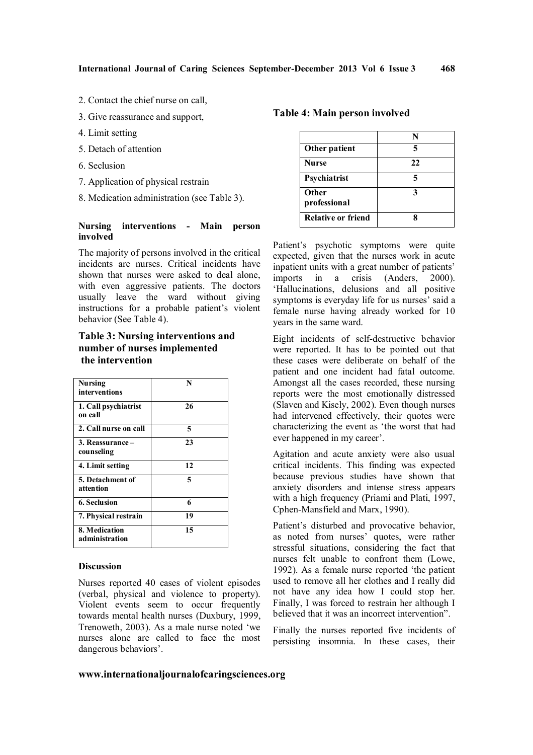2. Contact the chief nurse on call,

3. Give reassurance and support,

4. Limit setting

5. Detach of attention

6. Seclusion

7. Application of physical restrain

8. Medication administration (see Table 3).

**Nursing interventions - Main person involved**

The majority of persons involved in the critical incidents are nurses. Critical incidents have shown that nurses were asked to deal alone, with even aggressive patients. The doctors usually leave the ward without giving instructions for a probable patient's violent behavior (See Table 4).

### Table 3: Nursing interventions and number of nurses implemented the intervention

| Nursing interventions | N |
|---|---|
| 1. Call psychiatrist on call | 26 |
| 2. Call nurse on call | 5 |
| 3. Reassurance – counseling | 23 |
| 4. Limit setting | 12 |
| 5. Detachment of attention | 5 |
| 6. Seclusion | 6 |
| 7. Physical restrain | 19 |
| 8. Medication administration | 15 |

**Discussion**

Nurses reported 40 cases of violent episodes (verbal, physical and violence to property). Violent events seem to occur frequently towards mental health nurses (Duxbury, 1999, Trenoweth, 2003). As a male nurse noted 'we nurses alone are called to face the most dangerous behaviors'.

### Table 4: Main person involved

| | N |
|---|---|
| Other patient | 5 |
| Nurse | 22 |
| Psychiatrist | 5 |
| Other professional | 3 |
| Relative or friend | 8 |

Patient's psychotic symptoms were quite expected, given that the nurses work in acute inpatient units with a great number of patients' imports in a crisis (Anders, 2000). 'Hallucinations, delusions and all positive symptoms is everyday life for us nurses' said a female nurse having already worked for 10 years in the same ward.

Eight incidents of self-destructive behavior were reported. It has to be pointed out that these cases were deliberate on behalf of the patient and one incident had fatal outcome. Amongst all the cases recorded, these nursing reports were the most emotionally distressed (Slaven and Kisely, 2002). Even though nurses had intervened effectively, their quotes were characterizing the event as 'the worst that had ever happened in my career'.

Agitation and acute anxiety were also usual critical incidents. This finding was expected because previous studies have shown that anxiety disorders and intense stress appears with a high frequency (Priami and Plati, 1997, Cphen-Mansfield and Marx, 1990).

Patient's disturbed and provocative behavior, as noted from nurses' quotes, were rather stressful situations, considering the fact that nurses felt unable to confront them (Lowe, 1992). As a female nurse reported 'the patient used to remove all her clothes and I really did not have any idea how I could stop her. Finally, I was forced to restrain her although I believed that it was an incorrect intervention".

Finally the nurses reported five incidents of persisting insomnia. In these cases, their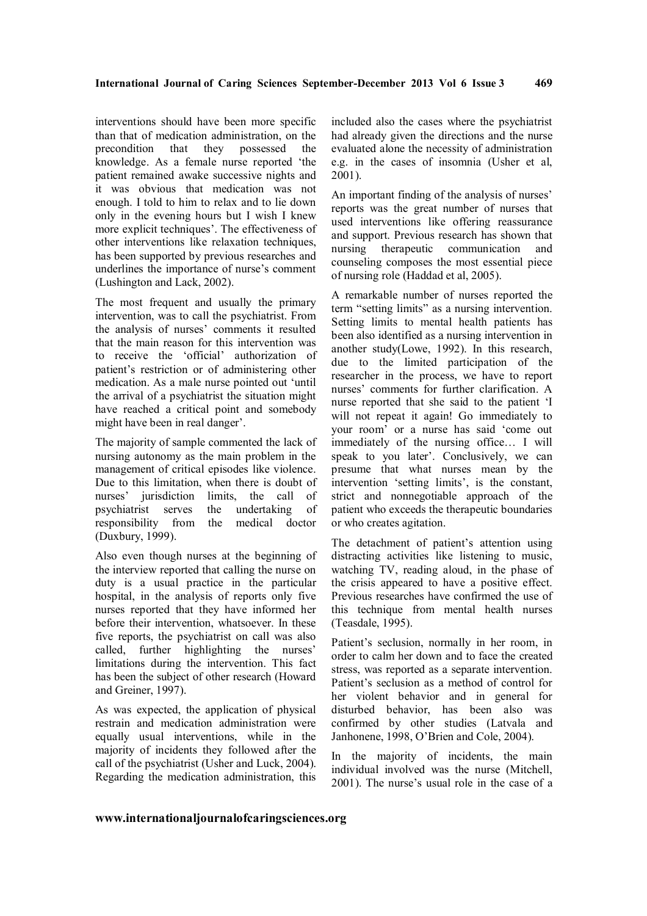interventions should have been more specific than that of medication administration, on the precondition that they possessed the knowledge. As a female nurse reported 'the patient remained awake successive nights and it was obvious that medication was not enough. I told to him to relax and to lie down only in the evening hours but I wish I knew more explicit techniques'. The effectiveness of other interventions like relaxation techniques, has been supported by previous researches and underlines the importance of nurse's comment (Lushington and Lack, 2002).

The most frequent and usually the primary intervention, was to call the psychiatrist. From the analysis of nurses' comments it resulted that the main reason for this intervention was to receive the 'official' authorization of patient's restriction or of administering other medication. As a male nurse pointed out 'until the arrival of a psychiatrist the situation might have reached a critical point and somebody might have been in real danger'.

The majority of sample commented the lack of nursing autonomy as the main problem in the management of critical episodes like violence. Due to this limitation, when there is doubt of nurses' jurisdiction limits, the call of psychiatrist serves the undertaking of responsibility from the medical doctor (Duxbury, 1999).

Also even though nurses at the beginning of the interview reported that calling the nurse on duty is a usual practice in the particular hospital, in the analysis of reports only five nurses reported that they have informed her before their intervention, whatsoever. In these five reports, the psychiatrist on call was also called, further highlighting the nurses' limitations during the intervention. This fact has been the subject of other research (Howard and Greiner, 1997).

As was expected, the application of physical restrain and medication administration were equally usual interventions, while in the majority of incidents they followed after the call of the psychiatrist (Usher and Luck, 2004). Regarding the medication administration, this included also the cases where the psychiatrist had already given the directions and the nurse evaluated alone the necessity of administration e.g. in the cases of insomnia (Usher et al, 2001).

An important finding of the analysis of nurses' reports was the great number of nurses that used interventions like offering reassurance and support. Previous research has shown that nursing therapeutic communication and counseling composes the most essential piece of nursing role (Haddad et al, 2005).

A remarkable number of nurses reported the term "setting limits" as a nursing intervention. Setting limits to mental health patients has been also identified as a nursing intervention in another study(Lowe, 1992). In this research, due to the limited participation of the researcher in the process, we have to report nurses' comments for further clarification. A nurse reported that she said to the patient 'I will not repeat it again! Go immediately to your room' or a nurse has said 'come out immediately of the nursing office… I will speak to you later'. Conclusively, we can presume that what nurses mean by the intervention 'setting limits', is the constant, strict and nonnegotiable approach of the patient who exceeds the therapeutic boundaries or who creates agitation.

The detachment of patient's attention using distracting activities like listening to music, watching TV, reading aloud, in the phase of the crisis appeared to have a positive effect. Previous researches have confirmed the use of this technique from mental health nurses (Teasdale, 1995).

Patient's seclusion, normally in her room, in order to calm her down and to face the created stress, was reported as a separate intervention. Patient's seclusion as a method of control for her violent behavior and in general for disturbed behavior, has been also was confirmed by other studies (Latvala and Janhonene, 1998, O'Brien and Cole, 2004).

In the majority of incidents, the main individual involved was the nurse (Mitchell, 2001). The nurse's usual role in the case of a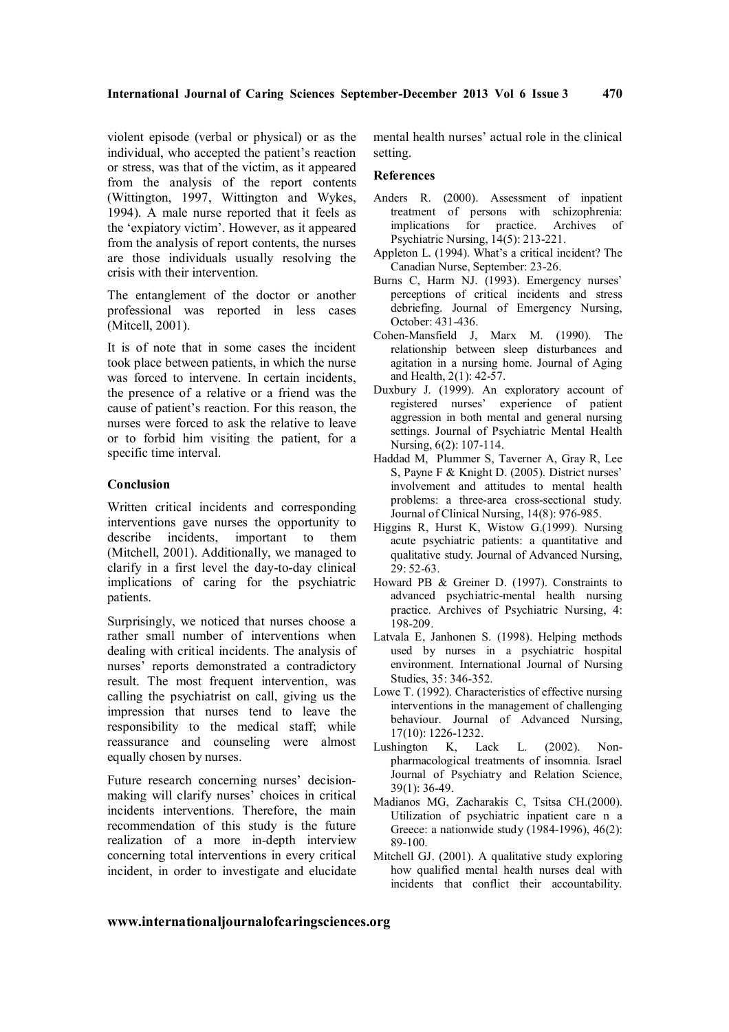violent episode (verbal or physical) or as the individual, who accepted the patient's reaction or stress, was that of the victim, as it appeared from the analysis of the report contents (Wittington, 1997, Wittington and Wykes, 1994). A male nurse reported that it feels as the 'expiatory victim'. However, as it appeared from the analysis of report contents, the nurses are those individuals usually resolving the crisis with their intervention.

The entanglement of the doctor or another professional was reported in less cases (Mitcell, 2001).

It is of note that in some cases the incident took place between patients, in which the nurse was forced to intervene. In certain incidents, the presence of a relative or a friend was the cause of patient's reaction. For this reason, the nurses were forced to ask the relative to leave or to forbid him visiting the patient, for a specific time interval.

### Conclusion

Written critical incidents and corresponding interventions gave nurses the opportunity to describe incidents, important to them (Mitchell, 2001). Additionally, we managed to clarify in a first level the day-to-day clinical implications of caring for the psychiatric patients.

Surprisingly, we noticed that nurses choose a rather small number of interventions when dealing with critical incidents. The analysis of nurses' reports demonstrated a contradictory result. The most frequent intervention, was calling the psychiatrist on call, giving us the impression that nurses tend to leave the responsibility to the medical staff; while reassurance and counseling were almost equally chosen by nurses.

Future research concerning nurses' decision-making will clarify nurses' choices in critical incidents interventions. Therefore, the main recommendation of this study is the future realization of a more in-depth interview concerning total interventions in every critical incident, in order to investigate and elucidate mental health nurses' actual role in the clinical setting.

### References

Anders R. (2000). Assessment of inpatient treatment of persons with schizophrenia: implications for practice. Archives of Psychiatric Nursing, 14(5): 213-221.

Appleton L. (1994). What's a critical incident? The Canadian Nurse, September: 23-26.

Burns C, Harm NJ. (1993). Emergency nurses' perceptions of critical incidents and stress debriefing. Journal of Emergency Nursing, October: 431-436.

Cohen-Mansfield J, Marx M. (1990). The relationship between sleep disturbances and agitation in a nursing home. Journal of Aging and Health, 2(1): 42-57.

Duxbury J. (1999). An exploratory account of registered nurses' experience of patient aggression in both mental and general nursing settings. Journal of Psychiatric Mental Health Nursing, 6(2): 107-114.

Haddad M, Plummer S, Taverner A, Gray R, Lee S, Payne F & Knight D. (2005). District nurses' involvement and attitudes to mental health problems: a three-area cross-sectional study. Journal of Clinical Nursing, 14(8): 976-985.

Higgins R, Hurst K, Wistow G.(1999). Nursing acute psychiatric patients: a quantitative and qualitative study. Journal of Advanced Nursing, 29: 52-63.

Howard PB & Greiner D. (1997). Constraints to advanced psychiatric-mental health nursing practice. Archives of Psychiatric Nursing, 4: 198-209.

Latvala E, Janhonen S. (1998). Helping methods used by nurses in a psychiatric hospital environment. International Journal of Nursing Studies, 35: 346-352.

Lowe T. (1992). Characteristics of effective nursing interventions in the management of challenging behaviour. Journal of Advanced Nursing, 17(10): 1226-1232.

Lushington K, Lack L. (2002). Non-pharmacological treatments of insomnia. Israel Journal of Psychiatry and Relation Science, 39(1): 36-49.

Madianos MG, Zacharakis C, Tsitsa CH.(2000). Utilization of psychiatric inpatient care n a Greece: a nationwide study (1984-1996), 46(2): 89-100.

Mitchell GJ. (2001). A qualitative study exploring how qualified mental health nurses deal with incidents that conflict their accountability.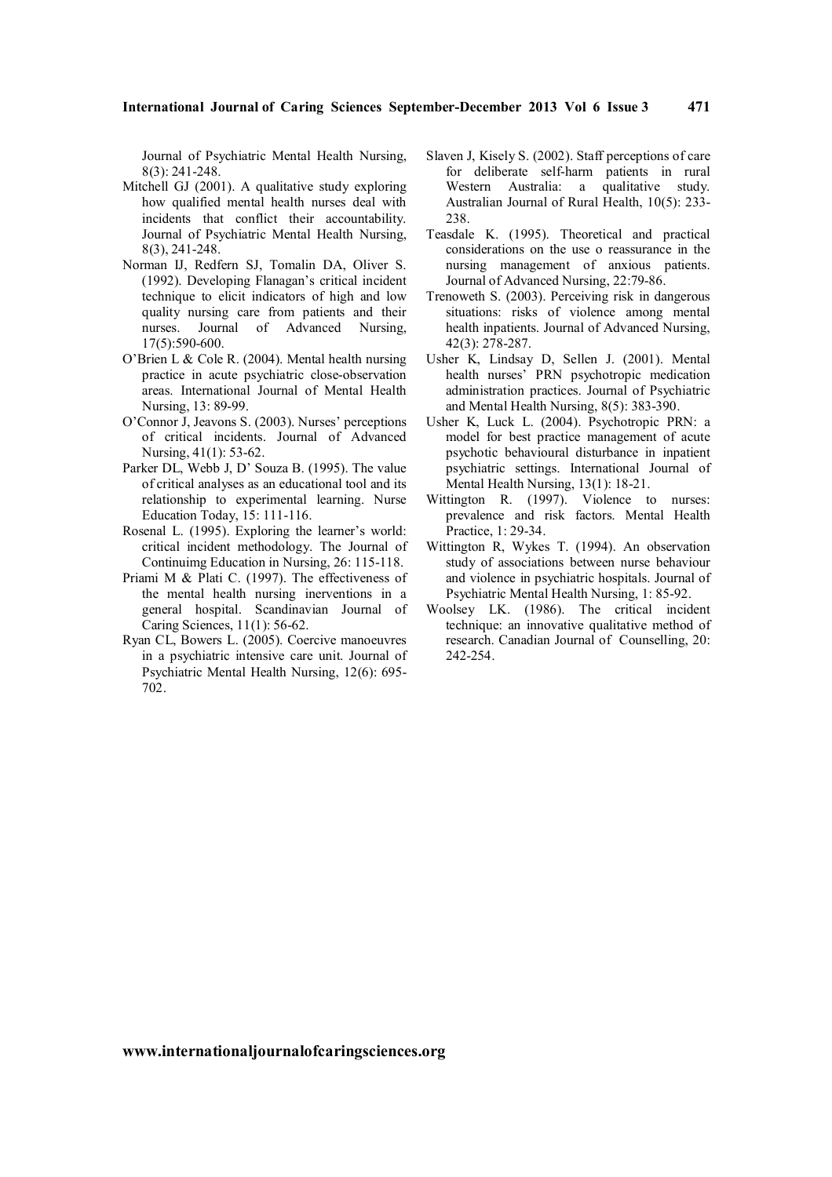Journal of Psychiatric Mental Health Nursing, 8(3): 241-248.

Mitchell GJ (2001). A qualitative study exploring how qualified mental health nurses deal with incidents that conflict their accountability. Journal of Psychiatric Mental Health Nursing, 8(3), 241-248.

Norman IJ, Redfern SJ, Tomalin DA, Oliver S. (1992). Developing Flanagan's critical incident technique to elicit indicators of high and low quality nursing care from patients and their nurses. Journal of Advanced Nursing, 17(5):590-600.

O'Brien L & Cole R. (2004). Mental health nursing practice in acute psychiatric close-observation areas. International Journal of Mental Health Nursing, 13: 89-99.

O'Connor J, Jeavons S. (2003). Nurses' perceptions of critical incidents. Journal of Advanced Nursing, 41(1): 53-62.

Parker DL, Webb J, D' Souza B. (1995). The value of critical analyses as an educational tool and its relationship to experimental learning. Nurse Education Today, 15: 111-116.

Rosenal L. (1995). Exploring the learner's world: critical incident methodology. The Journal of Continuimg Education in Nursing, 26: 115-118.

Priami M & Plati C. (1997). The effectiveness of the mental health nursing inerventions in a general hospital. Scandinavian Journal of Caring Sciences, 11(1): 56-62.

Ryan CL, Bowers L. (2005). Coercive manoeuvres in a psychiatric intensive care unit. Journal of Psychiatric Mental Health Nursing, 12(6): 695-702.

Slaven J, Kisely S. (2002). Staff perceptions of care for deliberate self-harm patients in rural Western Australia: a qualitative study. Australian Journal of Rural Health, 10(5): 233-238.

Teasdale K. (1995). Theoretical and practical considerations on the use o reassurance in the nursing management of anxious patients. Journal of Advanced Nursing, 22:79-86.

Trenoweth S. (2003). Perceiving risk in dangerous situations: risks of violence among mental health inpatients. Journal of Advanced Nursing, 42(3): 278-287.

Usher K, Lindsay D, Sellen J. (2001). Mental health nurses' PRN psychotropic medication administration practices. Journal of Psychiatric and Mental Health Nursing, 8(5): 383-390.

Usher K, Luck L. (2004). Psychotropic PRN: a model for best practice management of acute psychotic behavioural disturbance in inpatient psychiatric settings. International Journal of Mental Health Nursing, 13(1): 18-21.

Wittington R. (1997). Violence to nurses: prevalence and risk factors. Mental Health Practice, 1: 29-34.

Wittington R, Wykes T. (1994). An observation study of associations between nurse behaviour and violence in psychiatric hospitals. Journal of Psychiatric Mental Health Nursing, 1: 85-92.

Woolsey LK. (1986). The critical incident technique: an innovative qualitative method of research. Canadian Journal of Counselling, 20: 242-254.